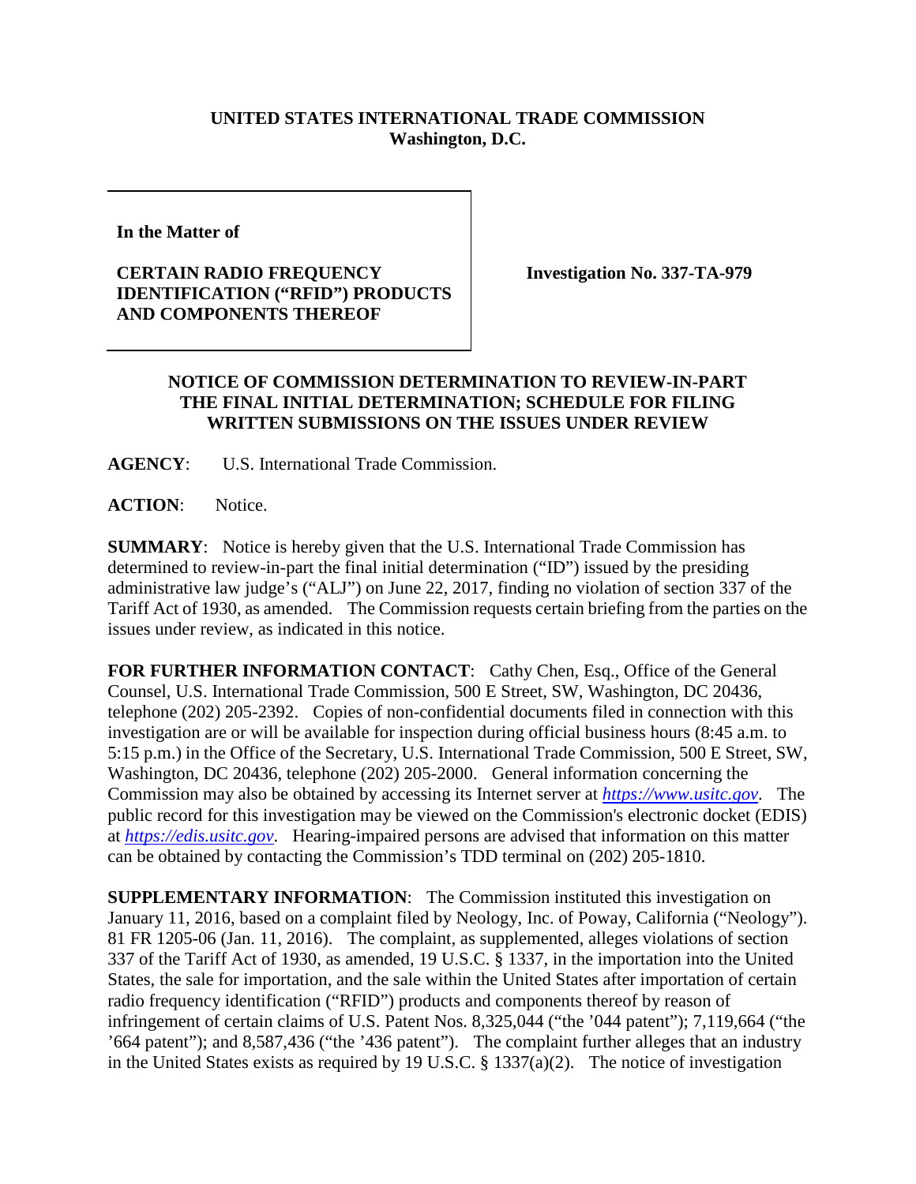**UNITED STATES INTERNATIONAL TRADE COMMISSION**
**Washington, D.C.**

| In the Matter of<br><br>**CERTAIN RADIO FREQUENCY IDENTIFICATION ("RFID") PRODUCTS AND COMPONENTS THEREOF** | **Investigation No. 337-TA-979** |
|---|---|

**NOTICE OF COMMISSION DETERMINATION TO REVIEW-IN-PART THE FINAL INITIAL DETERMINATION; SCHEDULE FOR FILING WRITTEN SUBMISSIONS ON THE ISSUES UNDER REVIEW**

**AGENCY**: U.S. International Trade Commission.

**ACTION**: Notice.

**SUMMARY**: Notice is hereby given that the U.S. International Trade Commission has determined to review-in-part the final initial determination ("ID") issued by the presiding administrative law judge's ("ALJ") on June 22, 2017, finding no violation of section 337 of the Tariff Act of 1930, as amended. The Commission requests certain briefing from the parties on the issues under review, as indicated in this notice.

**FOR FURTHER INFORMATION CONTACT**: Cathy Chen, Esq., Office of the General Counsel, U.S. International Trade Commission, 500 E Street, SW, Washington, DC 20436, telephone (202) 205-2392. Copies of non-confidential documents filed in connection with this investigation are or will be available for inspection during official business hours (8:45 a.m. to 5:15 p.m.) in the Office of the Secretary, U.S. International Trade Commission, 500 E Street, SW, Washington, DC 20436, telephone (202) 205-2000. General information concerning the Commission may also be obtained by accessing its Internet server at *https://www.usitc.gov*. The public record for this investigation may be viewed on the Commission's electronic docket (EDIS) at *https://edis.usitc.gov*. Hearing-impaired persons are advised that information on this matter can be obtained by contacting the Commission's TDD terminal on (202) 205-1810.

**SUPPLEMENTARY INFORMATION**: The Commission instituted this investigation on January 11, 2016, based on a complaint filed by Neology, Inc. of Poway, California ("Neology"). 81 FR 1205-06 (Jan. 11, 2016). The complaint, as supplemented, alleges violations of section 337 of the Tariff Act of 1930, as amended, 19 U.S.C. § 1337, in the importation into the United States, the sale for importation, and the sale within the United States after importation of certain radio frequency identification ("RFID") products and components thereof by reason of infringement of certain claims of U.S. Patent Nos. 8,325,044 ("the '044 patent"); 7,119,664 ("the '664 patent"); and 8,587,436 ("the '436 patent"). The complaint further alleges that an industry in the United States exists as required by 19 U.S.C. § 1337(a)(2). The notice of investigation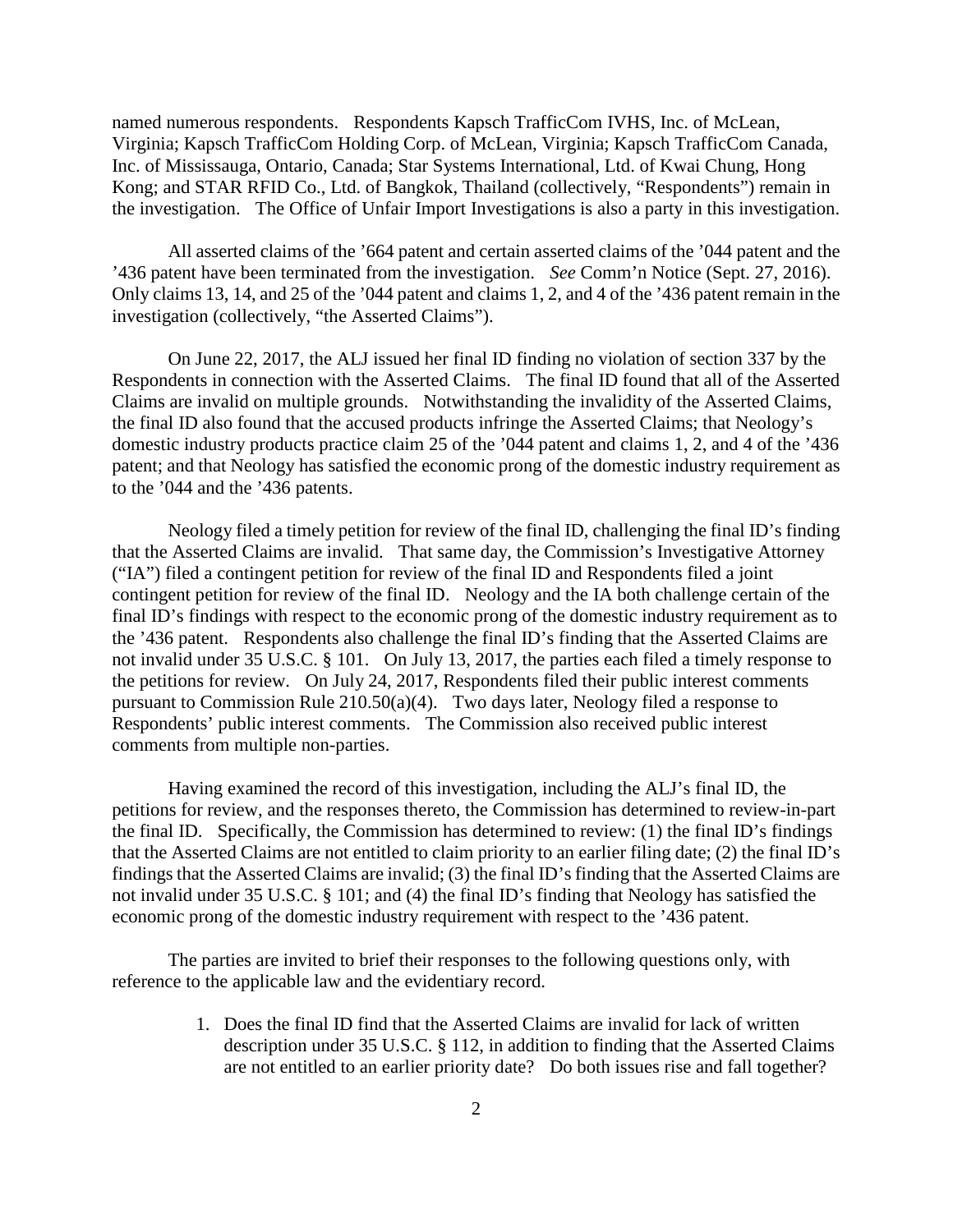named numerous respondents. Respondents Kapsch TrafficCom IVHS, Inc. of McLean, Virginia; Kapsch TrafficCom Holding Corp. of McLean, Virginia; Kapsch TrafficCom Canada, Inc. of Mississauga, Ontario, Canada; Star Systems International, Ltd. of Kwai Chung, Hong Kong; and STAR RFID Co., Ltd. of Bangkok, Thailand (collectively, "Respondents") remain in the investigation. The Office of Unfair Import Investigations is also a party in this investigation.

All asserted claims of the '664 patent and certain asserted claims of the '044 patent and the '436 patent have been terminated from the investigation. *See* Comm'n Notice (Sept. 27, 2016). Only claims 13, 14, and 25 of the '044 patent and claims 1, 2, and 4 of the '436 patent remain in the investigation (collectively, "the Asserted Claims").

On June 22, 2017, the ALJ issued her final ID finding no violation of section 337 by the Respondents in connection with the Asserted Claims. The final ID found that all of the Asserted Claims are invalid on multiple grounds. Notwithstanding the invalidity of the Asserted Claims, the final ID also found that the accused products infringe the Asserted Claims; that Neology's domestic industry products practice claim 25 of the '044 patent and claims 1, 2, and 4 of the '436 patent; and that Neology has satisfied the economic prong of the domestic industry requirement as to the '044 and the '436 patents.

Neology filed a timely petition for review of the final ID, challenging the final ID's finding that the Asserted Claims are invalid. That same day, the Commission's Investigative Attorney ("IA") filed a contingent petition for review of the final ID and Respondents filed a joint contingent petition for review of the final ID. Neology and the IA both challenge certain of the final ID's findings with respect to the economic prong of the domestic industry requirement as to the '436 patent. Respondents also challenge the final ID's finding that the Asserted Claims are not invalid under 35 U.S.C. § 101. On July 13, 2017, the parties each filed a timely response to the petitions for review. On July 24, 2017, Respondents filed their public interest comments pursuant to Commission Rule 210.50(a)(4). Two days later, Neology filed a response to Respondents' public interest comments. The Commission also received public interest comments from multiple non-parties.

Having examined the record of this investigation, including the ALJ's final ID, the petitions for review, and the responses thereto, the Commission has determined to review-in-part the final ID. Specifically, the Commission has determined to review: (1) the final ID's findings that the Asserted Claims are not entitled to claim priority to an earlier filing date; (2) the final ID's findings that the Asserted Claims are invalid; (3) the final ID's finding that the Asserted Claims are not invalid under 35 U.S.C. § 101; and (4) the final ID's finding that Neology has satisfied the economic prong of the domestic industry requirement with respect to the '436 patent.

The parties are invited to brief their responses to the following questions only, with reference to the applicable law and the evidentiary record.

1. Does the final ID find that the Asserted Claims are invalid for lack of written description under 35 U.S.C. § 112, in addition to finding that the Asserted Claims are not entitled to an earlier priority date? Do both issues rise and fall together?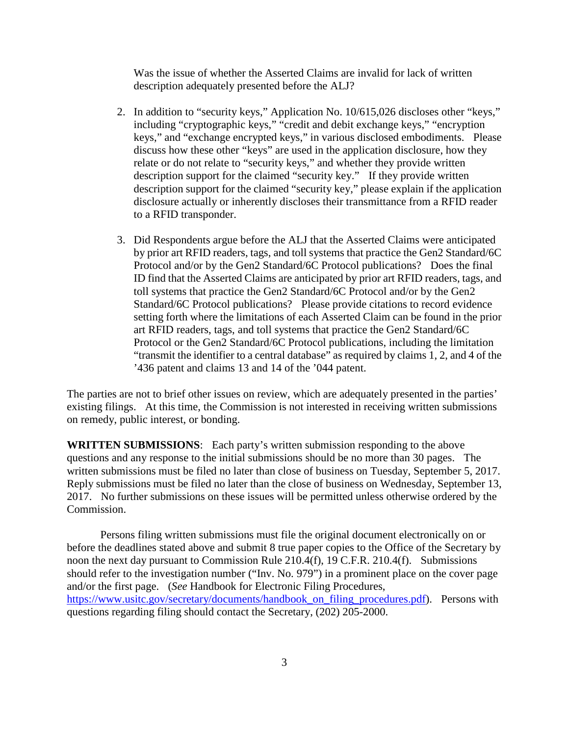Was the issue of whether the Asserted Claims are invalid for lack of written description adequately presented before the ALJ?

2. In addition to "security keys," Application No. 10/615,026 discloses other "keys," including "cryptographic keys," "credit and debit exchange keys," "encryption keys," and "exchange encrypted keys," in various disclosed embodiments. Please discuss how these other "keys" are used in the application disclosure, how they relate or do not relate to "security keys," and whether they provide written description support for the claimed "security key." If they provide written description support for the claimed "security key," please explain if the application disclosure actually or inherently discloses their transmittance from a RFID reader to a RFID transponder.

3. Did Respondents argue before the ALJ that the Asserted Claims were anticipated by prior art RFID readers, tags, and toll systems that practice the Gen2 Standard/6C Protocol and/or by the Gen2 Standard/6C Protocol publications? Does the final ID find that the Asserted Claims are anticipated by prior art RFID readers, tags, and toll systems that practice the Gen2 Standard/6C Protocol and/or by the Gen2 Standard/6C Protocol publications? Please provide citations to record evidence setting forth where the limitations of each Asserted Claim can be found in the prior art RFID readers, tags, and toll systems that practice the Gen2 Standard/6C Protocol or the Gen2 Standard/6C Protocol publications, including the limitation "transmit the identifier to a central database" as required by claims 1, 2, and 4 of the '436 patent and claims 13 and 14 of the '044 patent.

The parties are not to brief other issues on review, which are adequately presented in the parties' existing filings. At this time, the Commission is not interested in receiving written submissions on remedy, public interest, or bonding.

**WRITTEN SUBMISSIONS**: Each party's written submission responding to the above questions and any response to the initial submissions should be no more than 30 pages. The written submissions must be filed no later than close of business on Tuesday, September 5, 2017. Reply submissions must be filed no later than the close of business on Wednesday, September 13, 2017. No further submissions on these issues will be permitted unless otherwise ordered by the Commission.

Persons filing written submissions must file the original document electronically on or before the deadlines stated above and submit 8 true paper copies to the Office of the Secretary by noon the next day pursuant to Commission Rule 210.4(f), 19 C.F.R. 210.4(f). Submissions should refer to the investigation number ("Inv. No. 979") in a prominent place on the cover page and/or the first page. (*See* Handbook for Electronic Filing Procedures, https://www.usitc.gov/secretary/documents/handbook_on_filing_procedures.pdf). Persons with questions regarding filing should contact the Secretary, (202) 205-2000.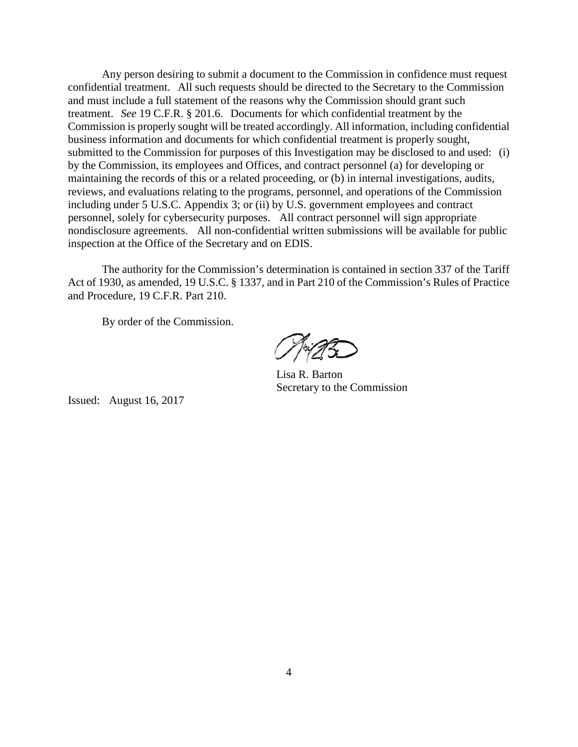Any person desiring to submit a document to the Commission in confidence must request confidential treatment. All such requests should be directed to the Secretary to the Commission and must include a full statement of the reasons why the Commission should grant such treatment. *See* 19 C.F.R. § 201.6. Documents for which confidential treatment by the Commission is properly sought will be treated accordingly. All information, including confidential business information and documents for which confidential treatment is properly sought, submitted to the Commission for purposes of this Investigation may be disclosed to and used: (i) by the Commission, its employees and Offices, and contract personnel (a) for developing or maintaining the records of this or a related proceeding, or (b) in internal investigations, audits, reviews, and evaluations relating to the programs, personnel, and operations of the Commission including under 5 U.S.C. Appendix 3; or (ii) by U.S. government employees and contract personnel, solely for cybersecurity purposes. All contract personnel will sign appropriate nondisclosure agreements. All non-confidential written submissions will be available for public inspection at the Office of the Secretary and on EDIS.

The authority for the Commission's determination is contained in section 337 of the Tariff Act of 1930, as amended, 19 U.S.C. § 1337, and in Part 210 of the Commission's Rules of Practice and Procedure, 19 C.F.R. Part 210.

By order of the Commission.

Lisa R. Barton
Secretary to the Commission

Issued: August 16, 2017